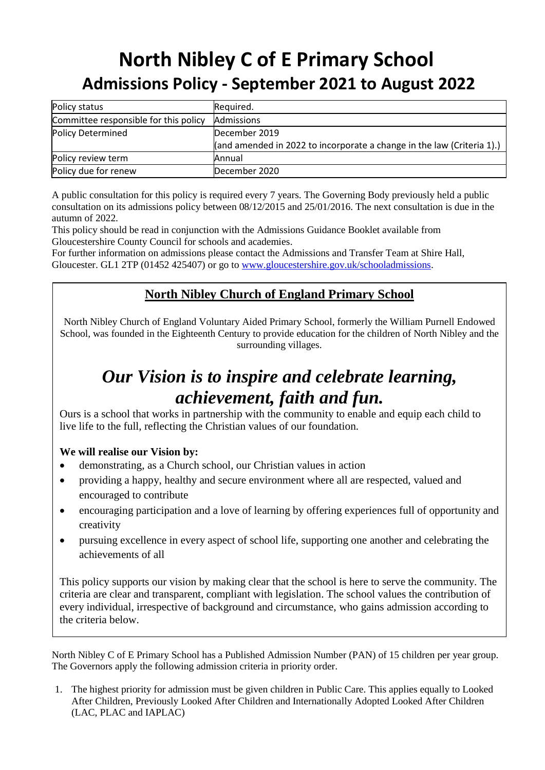# North Nibley C of E Primary School

## Admissions Policy - September 2021 to August 2022

| | |
|---|---|
| Policy status | Required. |
| Committee responsible for this policy | Admissions |
| Policy Determined | December 2019<br>(and amended in 2022 to incorporate a change in the law (Criteria 1).) |
| Policy review term | Annual |
| Policy due for renew | December 2020 |

A public consultation for this policy is required every 7 years. The Governing Body previously held a public consultation on its admissions policy between 08/12/2015 and 25/01/2016. The next consultation is due in the autumn of 2022.

This policy should be read in conjunction with the Admissions Guidance Booklet available from Gloucestershire County Council for schools and academies.

For further information on admissions please contact the Admissions and Transfer Team at Shire Hall, Gloucester. GL1 2TP (01452 425407) or go to www.gloucestershire.gov.uk/schooladmissions.

### North Nibley Church of England Primary School

North Nibley Church of England Voluntary Aided Primary School, formerly the William Purnell Endowed School, was founded in the Eighteenth Century to provide education for the children of North Nibley and the surrounding villages.

## *Our Vision is to inspire and celebrate learning, achievement, faith and fun.*

Ours is a school that works in partnership with the community to enable and equip each child to live life to the full, reflecting the Christian values of our foundation.

**We will realise our Vision by:**

- demonstrating, as a Church school, our Christian values in action
- providing a happy, healthy and secure environment where all are respected, valued and encouraged to contribute
- encouraging participation and a love of learning by offering experiences full of opportunity and creativity
- pursuing excellence in every aspect of school life, supporting one another and celebrating the achievements of all

This policy supports our vision by making clear that the school is here to serve the community. The criteria are clear and transparent, compliant with legislation. The school values the contribution of every individual, irrespective of background and circumstance, who gains admission according to the criteria below.

North Nibley C of E Primary School has a Published Admission Number (PAN) of 15 children per year group. The Governors apply the following admission criteria in priority order.

1. The highest priority for admission must be given children in Public Care. This applies equally to Looked After Children, Previously Looked After Children and Internationally Adopted Looked After Children (LAC, PLAC and IAPLAC)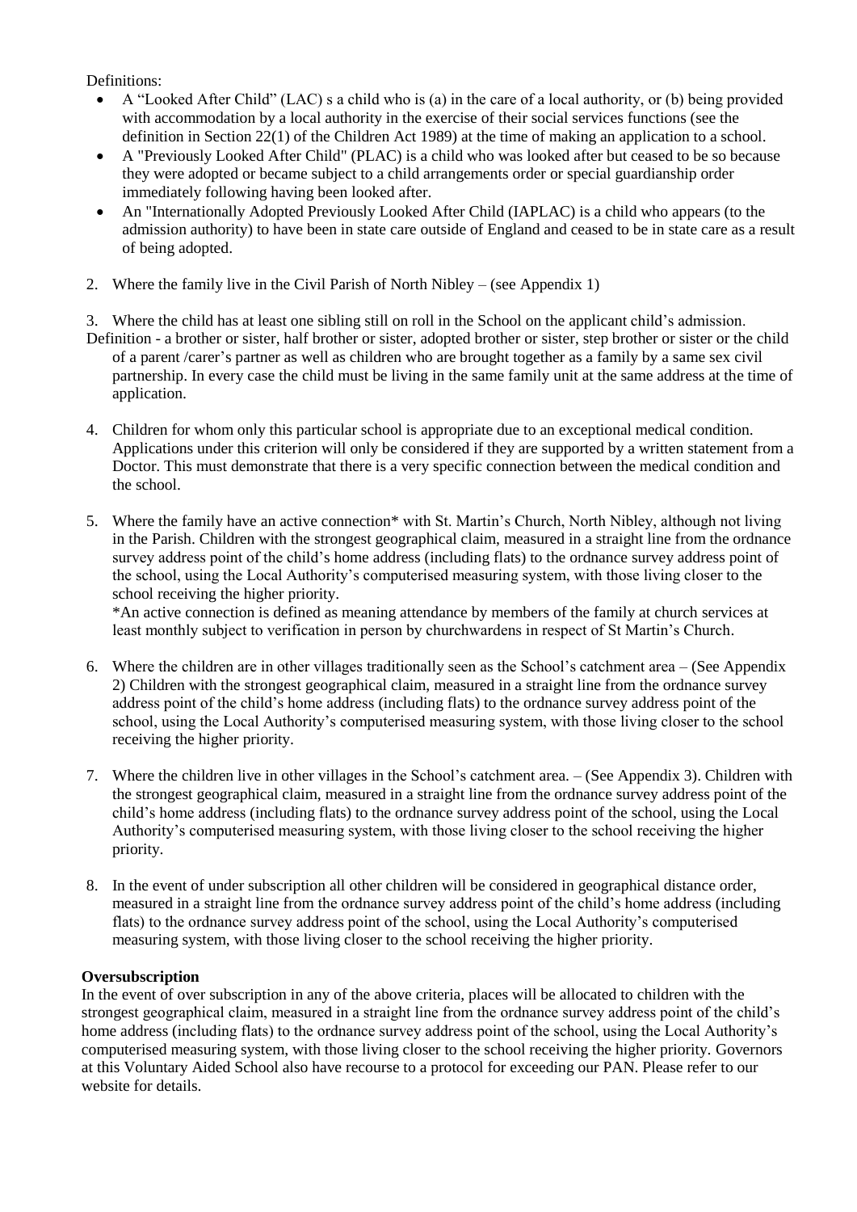Definitions:

- A "Looked After Child" (LAC) s a child who is (a) in the care of a local authority, or (b) being provided with accommodation by a local authority in the exercise of their social services functions (see the definition in Section 22(1) of the Children Act 1989) at the time of making an application to a school.
- A "Previously Looked After Child" (PLAC) is a child who was looked after but ceased to be so because they were adopted or became subject to a child arrangements order or special guardianship order immediately following having been looked after.
- An "Internationally Adopted Previously Looked After Child (IAPLAC) is a child who appears (to the admission authority) to have been in state care outside of England and ceased to be in state care as a result of being adopted.

2. Where the family live in the Civil Parish of North Nibley – (see Appendix 1)

3. Where the child has at least one sibling still on roll in the School on the applicant child's admission.

Definition - a brother or sister, half brother or sister, adopted brother or sister, step brother or sister or the child of a parent /carer's partner as well as children who are brought together as a family by a same sex civil partnership. In every case the child must be living in the same family unit at the same address at the time of application.

4. Children for whom only this particular school is appropriate due to an exceptional medical condition. Applications under this criterion will only be considered if they are supported by a written statement from a Doctor. This must demonstrate that there is a very specific connection between the medical condition and the school.

5. Where the family have an active connection* with St. Martin's Church, North Nibley, although not living in the Parish. Children with the strongest geographical claim, measured in a straight line from the ordnance survey address point of the child's home address (including flats) to the ordnance survey address point of the school, using the Local Authority's computerised measuring system, with those living closer to the school receiving the higher priority.

   *An active connection is defined as meaning attendance by members of the family at church services at least monthly subject to verification in person by churchwardens in respect of St Martin's Church.

6. Where the children are in other villages traditionally seen as the School's catchment area – (See Appendix 2) Children with the strongest geographical claim, measured in a straight line from the ordnance survey address point of the child's home address (including flats) to the ordnance survey address point of the school, using the Local Authority's computerised measuring system, with those living closer to the school receiving the higher priority.

7. Where the children live in other villages in the School's catchment area. – (See Appendix 3). Children with the strongest geographical claim, measured in a straight line from the ordnance survey address point of the child's home address (including flats) to the ordnance survey address point of the school, using the Local Authority's computerised measuring system, with those living closer to the school receiving the higher priority.

8. In the event of under subscription all other children will be considered in geographical distance order, measured in a straight line from the ordnance survey address point of the child's home address (including flats) to the ordnance survey address point of the school, using the Local Authority's computerised measuring system, with those living closer to the school receiving the higher priority.

**Oversubscription**

In the event of over subscription in any of the above criteria, places will be allocated to children with the strongest geographical claim, measured in a straight line from the ordnance survey address point of the child's home address (including flats) to the ordnance survey address point of the school, using the Local Authority's computerised measuring system, with those living closer to the school receiving the higher priority. Governors at this Voluntary Aided School also have recourse to a protocol for exceeding our PAN. Please refer to our website for details.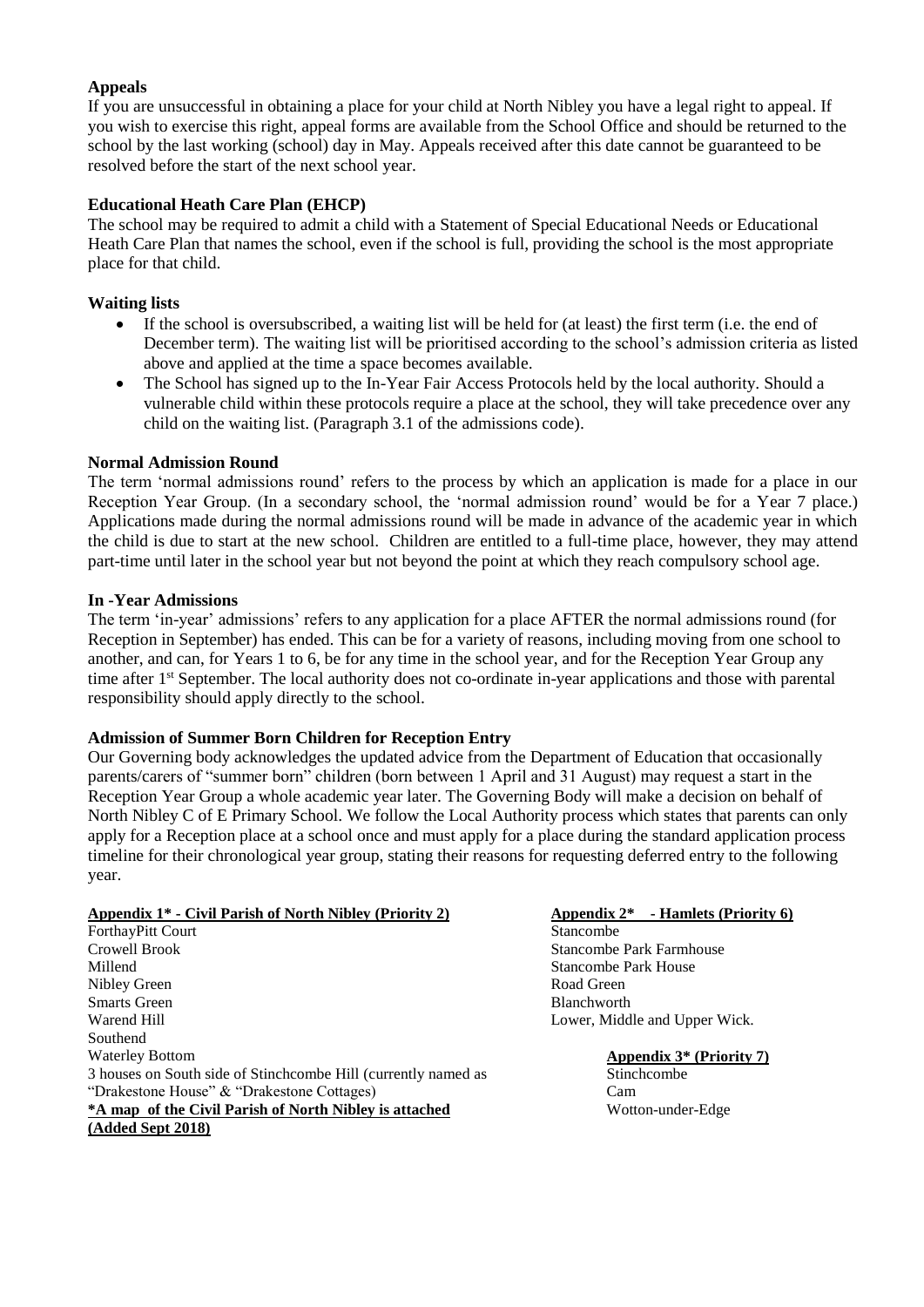**Appeals**

If you are unsuccessful in obtaining a place for your child at North Nibley you have a legal right to appeal. If you wish to exercise this right, appeal forms are available from the School Office and should be returned to the school by the last working (school) day in May. Appeals received after this date cannot be guaranteed to be resolved before the start of the next school year.

**Educational Heath Care Plan (EHCP)**

The school may be required to admit a child with a Statement of Special Educational Needs or Educational Heath Care Plan that names the school, even if the school is full, providing the school is the most appropriate place for that child.

**Waiting lists**

- If the school is oversubscribed, a waiting list will be held for (at least) the first term (i.e. the end of December term). The waiting list will be prioritised according to the school's admission criteria as listed above and applied at the time a space becomes available.
- The School has signed up to the In-Year Fair Access Protocols held by the local authority. Should a vulnerable child within these protocols require a place at the school, they will take precedence over any child on the waiting list. (Paragraph 3.1 of the admissions code).

**Normal Admission Round**

The term 'normal admissions round' refers to the process by which an application is made for a place in our Reception Year Group. (In a secondary school, the 'normal admission round' would be for a Year 7 place.) Applications made during the normal admissions round will be made in advance of the academic year in which the child is due to start at the new school. Children are entitled to a full-time place, however, they may attend part-time until later in the school year but not beyond the point at which they reach compulsory school age.

**In -Year Admissions**

The term 'in-year' admissions' refers to any application for a place AFTER the normal admissions round (for Reception in September) has ended. This can be for a variety of reasons, including moving from one school to another, and can, for Years 1 to 6, be for any time in the school year, and for the Reception Year Group any time after 1st September. The local authority does not co-ordinate in-year applications and those with parental responsibility should apply directly to the school.

**Admission of Summer Born Children for Reception Entry**

Our Governing body acknowledges the updated advice from the Department of Education that occasionally parents/carers of "summer born" children (born between 1 April and 31 August) may request a start in the Reception Year Group a whole academic year later. The Governing Body will make a decision on behalf of North Nibley C of E Primary School. We follow the Local Authority process which states that parents can only apply for a Reception place at a school once and must apply for a place during the standard application process timeline for their chronological year group, stating their reasons for requesting deferred entry to the following year.

**Appendix 1* - Civil Parish of North Nibley (Priority 2)**

ForthayPitt Court
Crowell Brook
Millend
Nibley Green
Smarts Green
Warend Hill
Southend
Waterley Bottom
3 houses on South side of Stinchcombe Hill (currently named as "Drakestone House" & "Drakestone Cottages)

***A map of the Civil Parish of North Nibley is attached (Added Sept 2018)**

**Appendix 2* - Hamlets (Priority 6)**

Stancombe
Stancombe Park Farmhouse
Stancombe Park House
Road Green
Blanchworth
Lower, Middle and Upper Wick.

**Appendix 3* (Priority 7)**

Stinchcombe
Cam
Wotton-under-Edge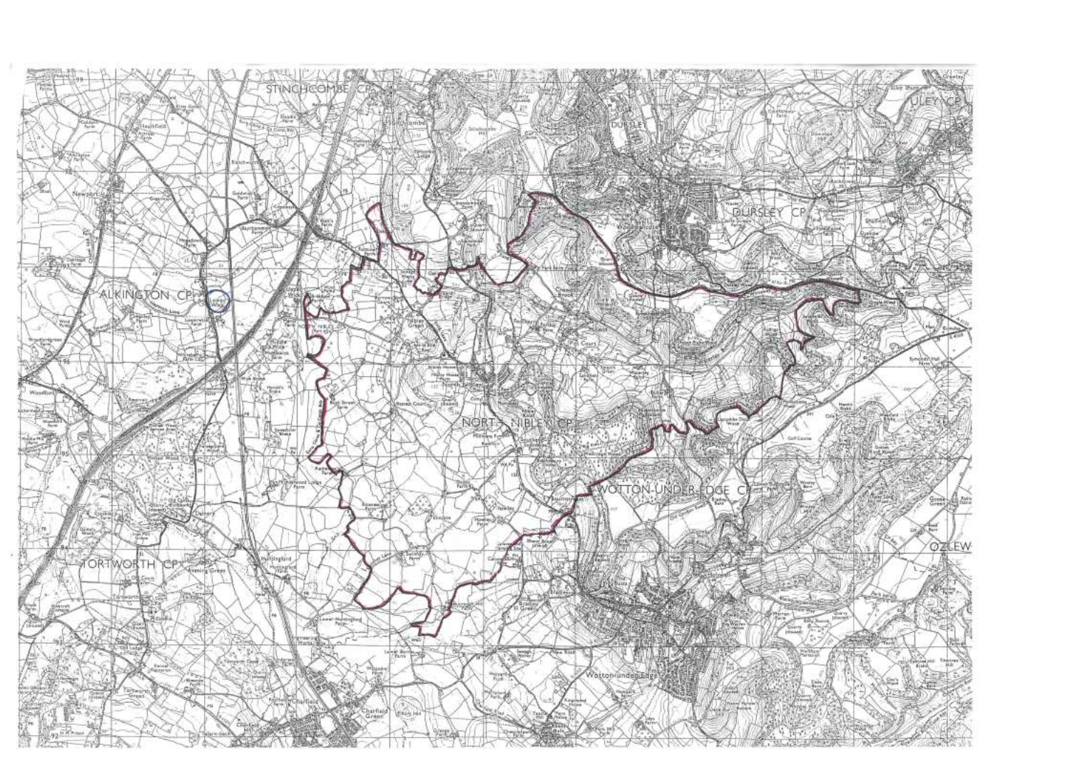STINCHCOMBE CP

DURSLEY

ULEY CP

DURSLEY CP

ALKINGTON CP

NORTH NIBLEY CP

WOTTON-UNDER-EDGE CP

TORTWORTH CP

OZLEW

Wotton-under-Edge